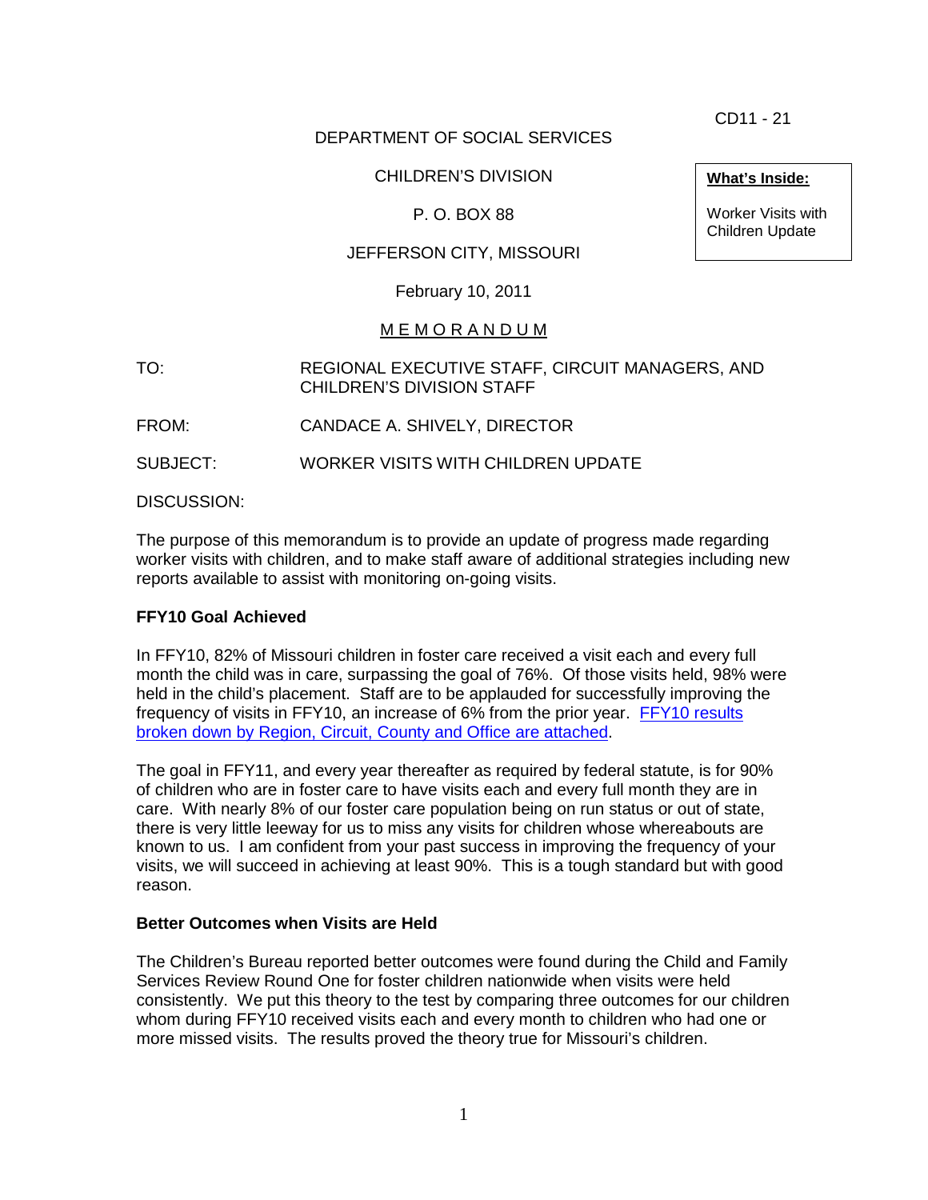CD11 - 21

DEPARTMENT OF SOCIAL SERVICES

CHILDREN'S DIVISION

P. O. BOX 88

JEFFERSON CITY, MISSOURI

February 10, 2011

**What's Inside:**

Worker Visits with Children Update

M E M O R A N D U M

TO: REGIONAL EXECUTIVE STAFF, CIRCUIT MANAGERS, AND CHILDREN'S DIVISION STAFF

FROM: CANDACE A. SHIVELY, DIRECTOR

SUBJECT: WORKER VISITS WITH CHILDREN UPDATE

DISCUSSION:

The purpose of this memorandum is to provide an update of progress made regarding worker visits with children, and to make staff aware of additional strategies including new reports available to assist with monitoring on-going visits.

**FFY10 Goal Achieved**

In FFY10, 82% of Missouri children in foster care received a visit each and every full month the child was in care, surpassing the goal of 76%. Of those visits held, 98% were held in the child's placement. Staff are to be applauded for successfully improving the frequency of visits in FFY10, an increase of 6% from the prior year. FFY10 results broken down by Region, Circuit, County and Office are attached.

The goal in FFY11, and every year thereafter as required by federal statute, is for 90% of children who are in foster care to have visits each and every full month they are in care. With nearly 8% of our foster care population being on run status or out of state, there is very little leeway for us to miss any visits for children whose whereabouts are known to us. I am confident from your past success in improving the frequency of your visits, we will succeed in achieving at least 90%. This is a tough standard but with good reason.

**Better Outcomes when Visits are Held**

The Children's Bureau reported better outcomes were found during the Child and Family Services Review Round One for foster children nationwide when visits were held consistently. We put this theory to the test by comparing three outcomes for our children whom during FFY10 received visits each and every month to children who had one or more missed visits. The results proved the theory true for Missouri's children.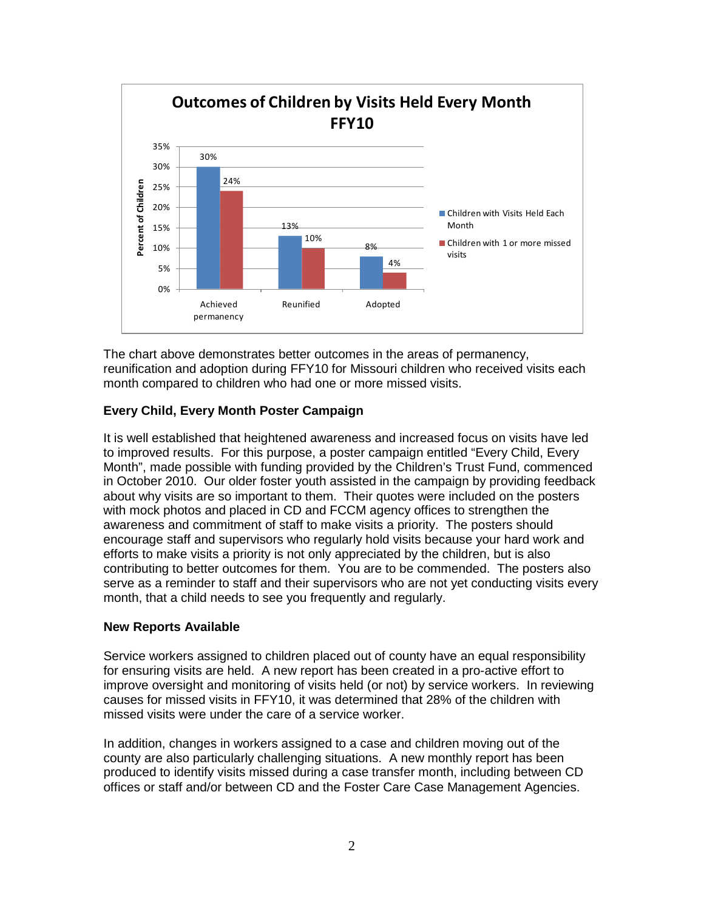**Outcomes of Children by Visits Held Every Month FFY10**

| | Children with Visits Held Each Month | Children with 1 or more missed visits |
|---|---|---|
| Achieved permanency | 30% | 24% |
| Reunified | 13% | 10% |
| Adopted | 8% | 4% |

The chart above demonstrates better outcomes in the areas of permanency, reunification and adoption during FFY10 for Missouri children who received visits each month compared to children who had one or more missed visits.

### Every Child, Every Month Poster Campaign

It is well established that heightened awareness and increased focus on visits have led to improved results. For this purpose, a poster campaign entitled "Every Child, Every Month", made possible with funding provided by the Children's Trust Fund, commenced in October 2010. Our older foster youth assisted in the campaign by providing feedback about why visits are so important to them. Their quotes were included on the posters with mock photos and placed in CD and FCCM agency offices to strengthen the awareness and commitment of staff to make visits a priority. The posters should encourage staff and supervisors who regularly hold visits because your hard work and efforts to make visits a priority is not only appreciated by the children, but is also contributing to better outcomes for them. You are to be commended. The posters also serve as a reminder to staff and their supervisors who are not yet conducting visits every month, that a child needs to see you frequently and regularly.

### New Reports Available

Service workers assigned to children placed out of county have an equal responsibility for ensuring visits are held. A new report has been created in a pro-active effort to improve oversight and monitoring of visits held (or not) by service workers. In reviewing causes for missed visits in FFY10, it was determined that 28% of the children with missed visits were under the care of a service worker.

In addition, changes in workers assigned to a case and children moving out of the county are also particularly challenging situations. A new monthly report has been produced to identify visits missed during a case transfer month, including between CD offices or staff and/or between CD and the Foster Care Case Management Agencies.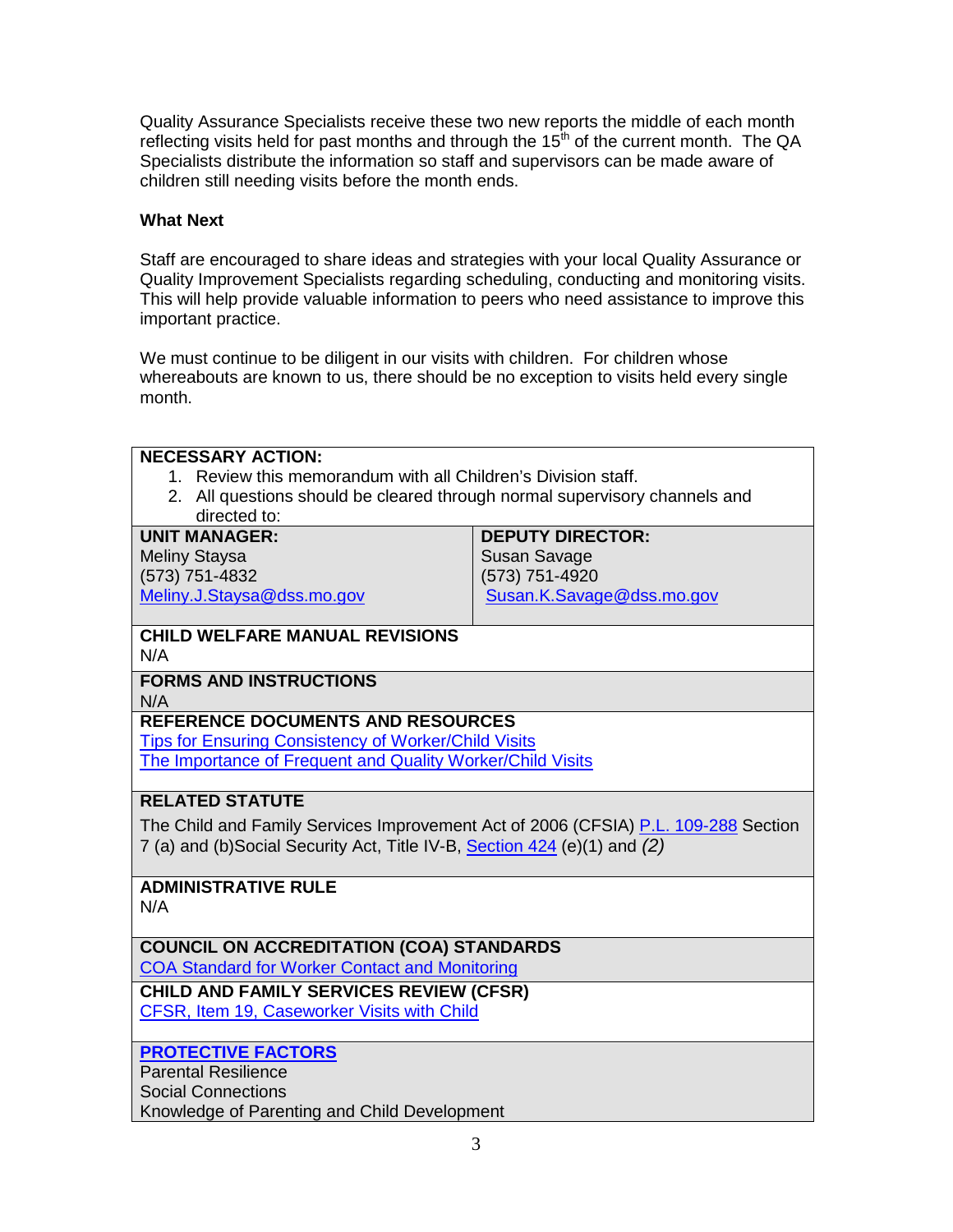Quality Assurance Specialists receive these two new reports the middle of each month reflecting visits held for past months and through the 15th of the current month. The QA Specialists distribute the information so staff and supervisors can be made aware of children still needing visits before the month ends.

**What Next**

Staff are encouraged to share ideas and strategies with your local Quality Assurance or Quality Improvement Specialists regarding scheduling, conducting and monitoring visits. This will help provide valuable information to peers who need assistance to improve this important practice.

We must continue to be diligent in our visits with children. For children whose whereabouts are known to us, there should be no exception to visits held every single month.

**NECESSARY ACTION:**

1. Review this memorandum with all Children's Division staff.
2. All questions should be cleared through normal supervisory channels and directed to:

| UNIT MANAGER: | DEPUTY DIRECTOR: |
|---|---|
| Meliny Staysa<br>(573) 751-4832<br>Meliny.J.Staysa@dss.mo.gov | Susan Savage<br>(573) 751-4920<br>Susan.K.Savage@dss.mo.gov |

**CHILD WELFARE MANUAL REVISIONS**
N/A

**FORMS AND INSTRUCTIONS**
N/A

**REFERENCE DOCUMENTS AND RESOURCES**
Tips for Ensuring Consistency of Worker/Child Visits
The Importance of Frequent and Quality Worker/Child Visits

**RELATED STATUTE**
The Child and Family Services Improvement Act of 2006 (CFSIA) P.L. 109-288 Section 7 (a) and (b)Social Security Act, Title IV-B, Section 424 (e)(1) and *(2)*

**ADMINISTRATIVE RULE**
N/A

**COUNCIL ON ACCREDITATION (COA) STANDARDS**
COA Standard for Worker Contact and Monitoring

**CHILD AND FAMILY SERVICES REVIEW (CFSR)**
CFSR, Item 19, Caseworker Visits with Child

**PROTECTIVE FACTORS**
Parental Resilience
Social Connections
Knowledge of Parenting and Child Development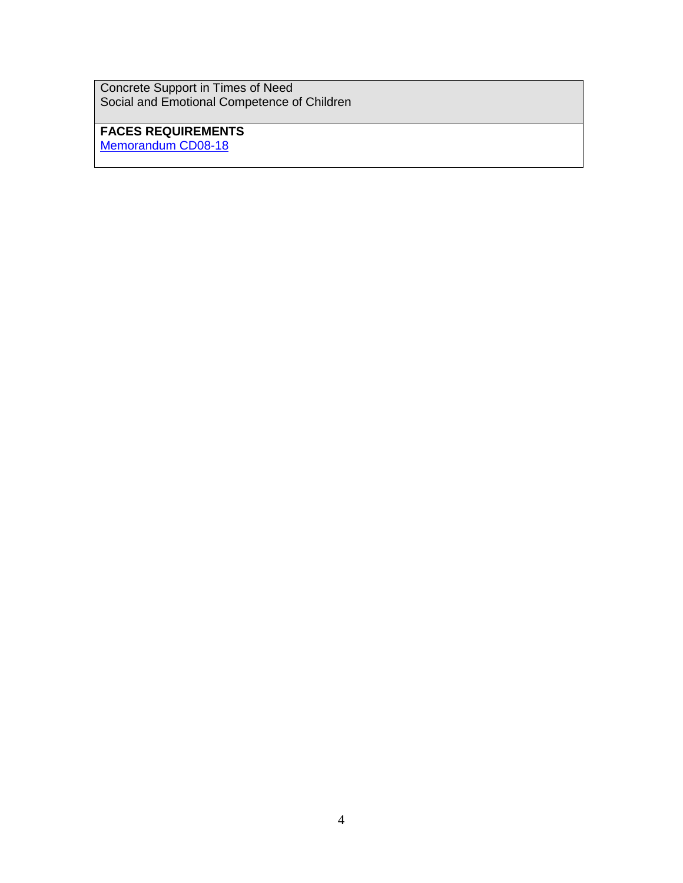| |
|---|
| Concrete Support in Times of Need<br>Social and Emotional Competence of Children |
| **FACES REQUIREMENTS**<br>Memorandum CD08-18 |